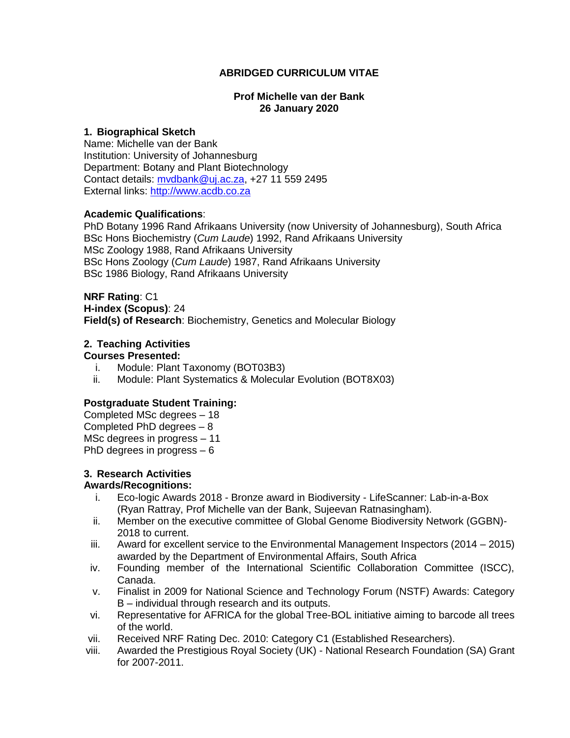# ABRIDGED CURRICULUM VITAE

**Prof Michelle van der Bank**
**26 January 2020**

## 1. Biographical Sketch

Name: Michelle van der Bank
Institution: University of Johannesburg
Department: Botany and Plant Biotechnology
Contact details: [mvdbank@uj.ac.za](mailto:mvdbank@uj.ac.za), +27 11 559 2495
External links: [http://www.acdb.co.za](http://www.acdb.co.za)

**Academic Qualifications**:
PhD Botany 1996 Rand Afrikaans University (now University of Johannesburg), South Africa
BSc Hons Biochemistry (*Cum Laude*) 1992, Rand Afrikaans University
MSc Zoology 1988, Rand Afrikaans University
BSc Hons Zoology (*Cum Laude*) 1987, Rand Afrikaans University
BSc 1986 Biology, Rand Afrikaans University

**NRF Rating**: C1
**H-index (Scopus)**: 24
**Field(s) of Research**: Biochemistry, Genetics and Molecular Biology

## 2. Teaching Activities

**Courses Presented:**

i. Module: Plant Taxonomy (BOT03B3)
ii. Module: Plant Systematics & Molecular Evolution (BOT8X03)

**Postgraduate Student Training:**
Completed MSc degrees – 18
Completed PhD degrees – 8
MSc degrees in progress – 11
PhD degrees in progress – 6

## 3. Research Activities

**Awards/Recognitions:**

i. Eco-logic Awards 2018 - Bronze award in Biodiversity - LifeScanner: Lab-in-a-Box (Ryan Rattray, Prof Michelle van der Bank, Sujeevan Ratnasingham).
ii. Member on the executive committee of Global Genome Biodiversity Network (GGBN)-2018 to current.
iii. Award for excellent service to the Environmental Management Inspectors (2014 – 2015) awarded by the Department of Environmental Affairs, South Africa
iv. Founding member of the International Scientific Collaboration Committee (ISCC), Canada.
v. Finalist in 2009 for National Science and Technology Forum (NSTF) Awards: Category B – individual through research and its outputs.
vi. Representative for AFRICA for the global Tree-BOL initiative aiming to barcode all trees of the world.
vii. Received NRF Rating Dec. 2010: Category C1 (Established Researchers).
viii. Awarded the Prestigious Royal Society (UK) - National Research Foundation (SA) Grant for 2007-2011.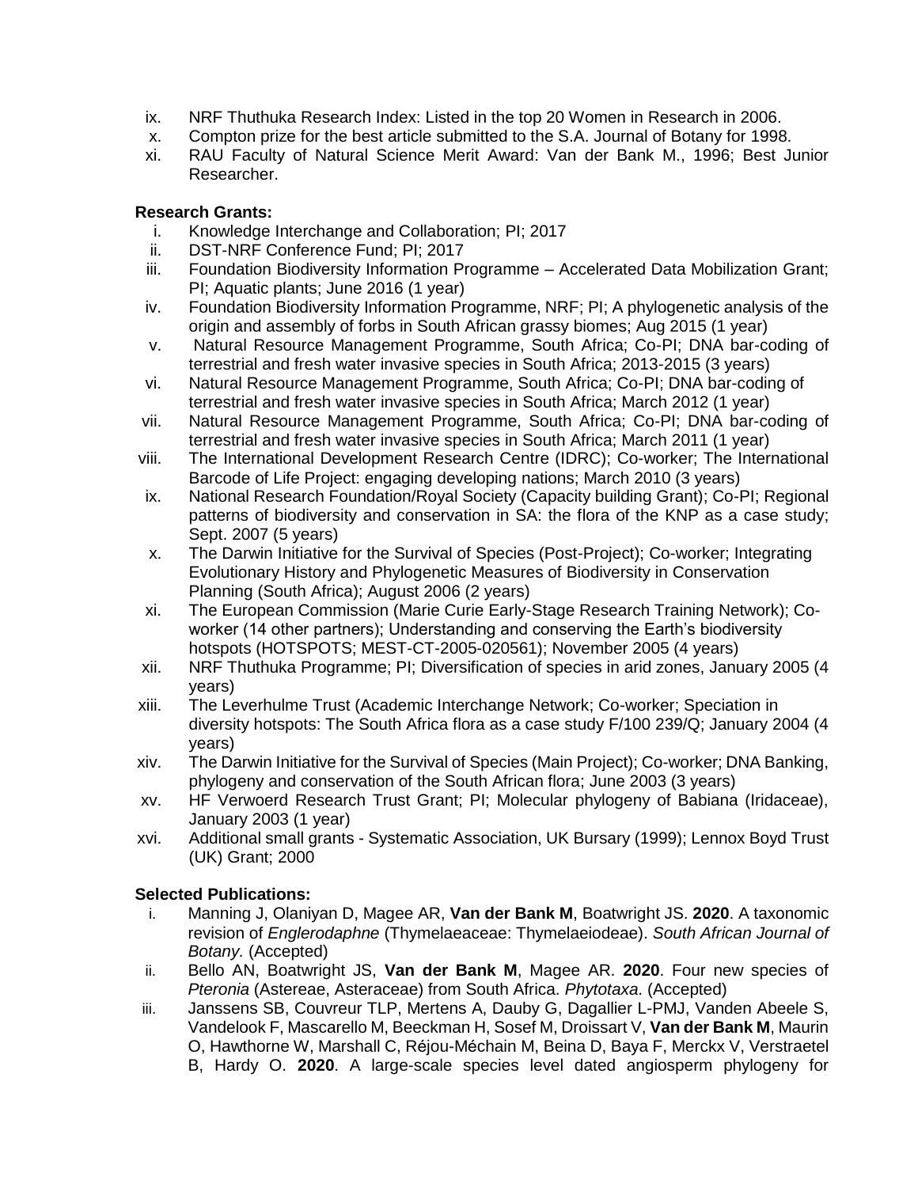ix. NRF Thuthuka Research Index: Listed in the top 20 Women in Research in 2006.
x. Compton prize for the best article submitted to the S.A. Journal of Botany for 1998.
xi. RAU Faculty of Natural Science Merit Award: Van der Bank M., 1996; Best Junior Researcher.

**Research Grants:**

i. Knowledge Interchange and Collaboration; PI; 2017
ii. DST-NRF Conference Fund; PI; 2017
iii. Foundation Biodiversity Information Programme – Accelerated Data Mobilization Grant; PI; Aquatic plants; June 2016 (1 year)
iv. Foundation Biodiversity Information Programme, NRF; PI; A phylogenetic analysis of the origin and assembly of forbs in South African grassy biomes; Aug 2015 (1 year)
v. Natural Resource Management Programme, South Africa; Co-PI; DNA bar-coding of terrestrial and fresh water invasive species in South Africa; 2013-2015 (3 years)
vi. Natural Resource Management Programme, South Africa; Co-PI; DNA bar-coding of terrestrial and fresh water invasive species in South Africa; March 2012 (1 year)
vii. Natural Resource Management Programme, South Africa; Co-PI; DNA bar-coding of terrestrial and fresh water invasive species in South Africa; March 2011 (1 year)
viii. The International Development Research Centre (IDRC); Co-worker; The International Barcode of Life Project: engaging developing nations; March 2010 (3 years)
ix. National Research Foundation/Royal Society (Capacity building Grant); Co-PI; Regional patterns of biodiversity and conservation in SA: the flora of the KNP as a case study; Sept. 2007 (5 years)
x. The Darwin Initiative for the Survival of Species (Post-Project); Co-worker; Integrating Evolutionary History and Phylogenetic Measures of Biodiversity in Conservation Planning (South Africa); August 2006 (2 years)
xi. The European Commission (Marie Curie Early-Stage Research Training Network); Co-worker (14 other partners); Understanding and conserving the Earth's biodiversity hotspots (HOTSPOTS; MEST-CT-2005-020561); November 2005 (4 years)
xii. NRF Thuthuka Programme; PI; Diversification of species in arid zones, January 2005 (4 years)
xiii. The Leverhulme Trust (Academic Interchange Network; Co-worker; Speciation in diversity hotspots: The South Africa flora as a case study F/100 239/Q; January 2004 (4 years)
xiv. The Darwin Initiative for the Survival of Species (Main Project); Co-worker; DNA Banking, phylogeny and conservation of the South African flora; June 2003 (3 years)
xv. HF Verwoerd Research Trust Grant; PI; Molecular phylogeny of Babiana (Iridaceae), January 2003 (1 year)
xvi. Additional small grants - Systematic Association, UK Bursary (1999); Lennox Boyd Trust (UK) Grant; 2000

**Selected Publications:**

i. Manning J, Olaniyan D, Magee AR, **Van der Bank M**, Boatwright JS. **2020**. A taxonomic revision of *Englerodaphne* (Thymelaeaceae: Thymelaeiodeae). *South African Journal of Botany.* (Accepted)
ii. Bello AN, Boatwright JS, **Van der Bank M**, Magee AR. **2020**. Four new species of *Pteronia* (Astereae, Asteraceae) from South Africa. *Phytotaxa*. (Accepted)
iii. Janssens SB, Couvreur TLP, Mertens A, Dauby G, Dagallier L-PMJ, Vanden Abeele S, Vandelook F, Mascarello M, Beeckman H, Sosef M, Droissart V, **Van der Bank M**, Maurin O, Hawthorne W, Marshall C, Réjou-Méchain M, Beina D, Baya F, Merckx V, Verstraetel B, Hardy O. **2020**. A large-scale species level dated angiosperm phylogeny for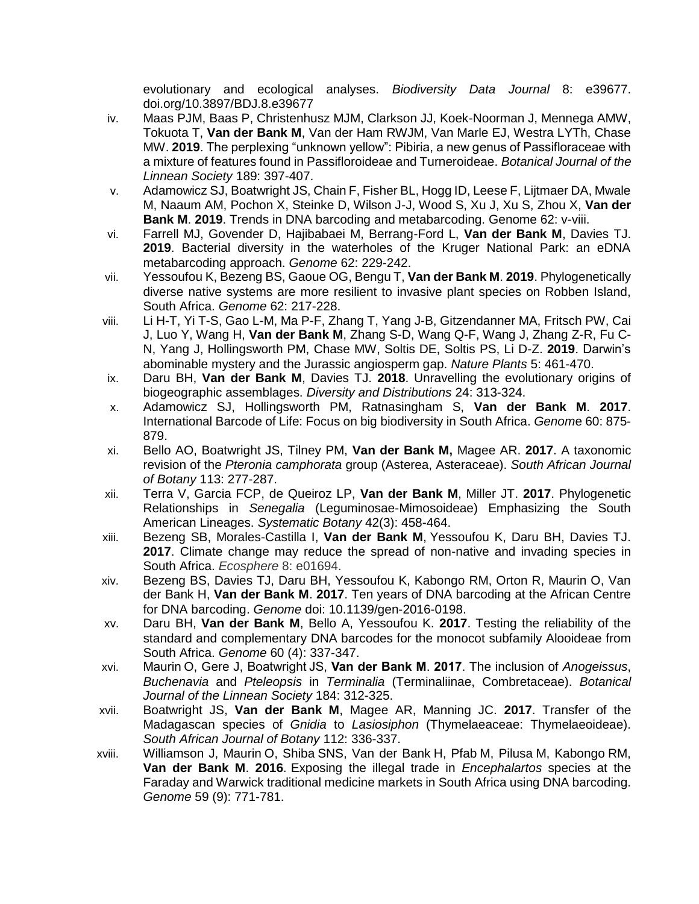evolutionary and ecological analyses. *Biodiversity Data Journal* 8: e39677. doi.org/10.3897/BDJ.8.e39677

iv. Maas PJM, Baas P, Christenhusz MJM, Clarkson JJ, Koek-Noorman J, Mennega AMW, Tokuota T, **Van der Bank M**, Van der Ham RWJM, Van Marle EJ, Westra LYTh, Chase MW. **2019**. The perplexing "unknown yellow": Pibiria, a new genus of Passifloraceae with a mixture of features found in Passifloroideae and Turneroideae. *Botanical Journal of the Linnean Society* 189: 397-407.

v. Adamowicz SJ, Boatwright JS, Chain F, Fisher BL, Hogg ID, Leese F, Lijtmaer DA, Mwale M, Naaum AM, Pochon X, Steinke D, Wilson J-J, Wood S, Xu J, Xu S, Zhou X, **Van der Bank M**. **2019**. Trends in DNA barcoding and metabarcoding. Genome 62: v-viii.

vi. Farrell MJ, Govender D, Hajibabaei M, Berrang-Ford L, **Van der Bank M**, Davies TJ. **2019**. Bacterial diversity in the waterholes of the Kruger National Park: an eDNA metabarcoding approach. *Genome* 62: 229-242.

vii. Yessoufou K, Bezeng BS, Gaoue OG, Bengu T, **Van der Bank M**. **2019**. Phylogenetically diverse native systems are more resilient to invasive plant species on Robben Island, South Africa. *Genome* 62: 217-228.

viii. Li H-T, Yi T-S, Gao L-M, Ma P-F, Zhang T, Yang J-B, Gitzendanner MA, Fritsch PW, Cai J, Luo Y, Wang H, **Van der Bank M**, Zhang S-D, Wang Q-F, Wang J, Zhang Z-R, Fu C-N, Yang J, Hollingsworth PM, Chase MW, Soltis DE, Soltis PS, Li D-Z. **2019**. Darwin's abominable mystery and the Jurassic angiosperm gap. *Nature Plants* 5: 461-470.

ix. Daru BH, **Van der Bank M**, Davies TJ. **2018**. Unravelling the evolutionary origins of biogeographic assemblages. *Diversity and Distributions* 24: 313-324.

x. Adamowicz SJ, Hollingsworth PM, Ratnasingham S, **Van der Bank M**. **2017**. International Barcode of Life: Focus on big biodiversity in South Africa. *Genome* 60: 875-879.

xi. Bello AO, Boatwright JS, Tilney PM, **Van der Bank M,** Magee AR. **2017**. A taxonomic revision of the *Pteronia camphorata* group (Asterea, Asteraceae). *South African Journal of Botany* 113: 277-287.

xii. Terra V, Garcia FCP, de Queiroz LP, **Van der Bank M**, Miller JT. **2017**. Phylogenetic Relationships in *Senegalia* (Leguminosae-Mimosoideae) Emphasizing the South American Lineages. *Systematic Botany* 42(3): 458-464.

xiii. Bezeng SB, Morales-Castilla I, **Van der Bank M**, Yessoufou K, Daru BH, Davies TJ. **2017**. Climate change may reduce the spread of non-native and invading species in South Africa. *Ecosphere* 8: e01694.

xiv. Bezeng BS, Davies TJ, Daru BH, Yessoufou K, Kabongo RM, Orton R, Maurin O, Van der Bank H, **Van der Bank M**. **2017**. Ten years of DNA barcoding at the African Centre for DNA barcoding. *Genome* doi: 10.1139/gen-2016-0198.

xv. Daru BH, **Van der Bank M**, Bello A, Yessoufou K. **2017**. Testing the reliability of the standard and complementary DNA barcodes for the monocot subfamily Alooideae from South Africa. *Genome* 60 (4): 337-347.

xvi. Maurin O, Gere J, Boatwright JS, **Van der Bank M**. **2017**. The inclusion of *Anogeissus*, *Buchenavia* and *Pteleopsis* in *Terminalia* (Terminaliinae, Combretaceae). *Botanical Journal of the Linnean Society* 184: 312-325.

xvii. Boatwright JS, **Van der Bank M**, Magee AR, Manning JC. **2017**. Transfer of the Madagascan species of *Gnidia* to *Lasiosiphon* (Thymelaeaceae: Thymelaeoideae). *South African Journal of Botany* 112: 336-337.

xviii. Williamson J, Maurin O, Shiba SNS, Van der Bank H, Pfab M, Pilusa M, Kabongo RM, **Van der Bank M**. **2016**. Exposing the illegal trade in *Encephalartos* species at the Faraday and Warwick traditional medicine markets in South Africa using DNA barcoding. *Genome* 59 (9): 771-781.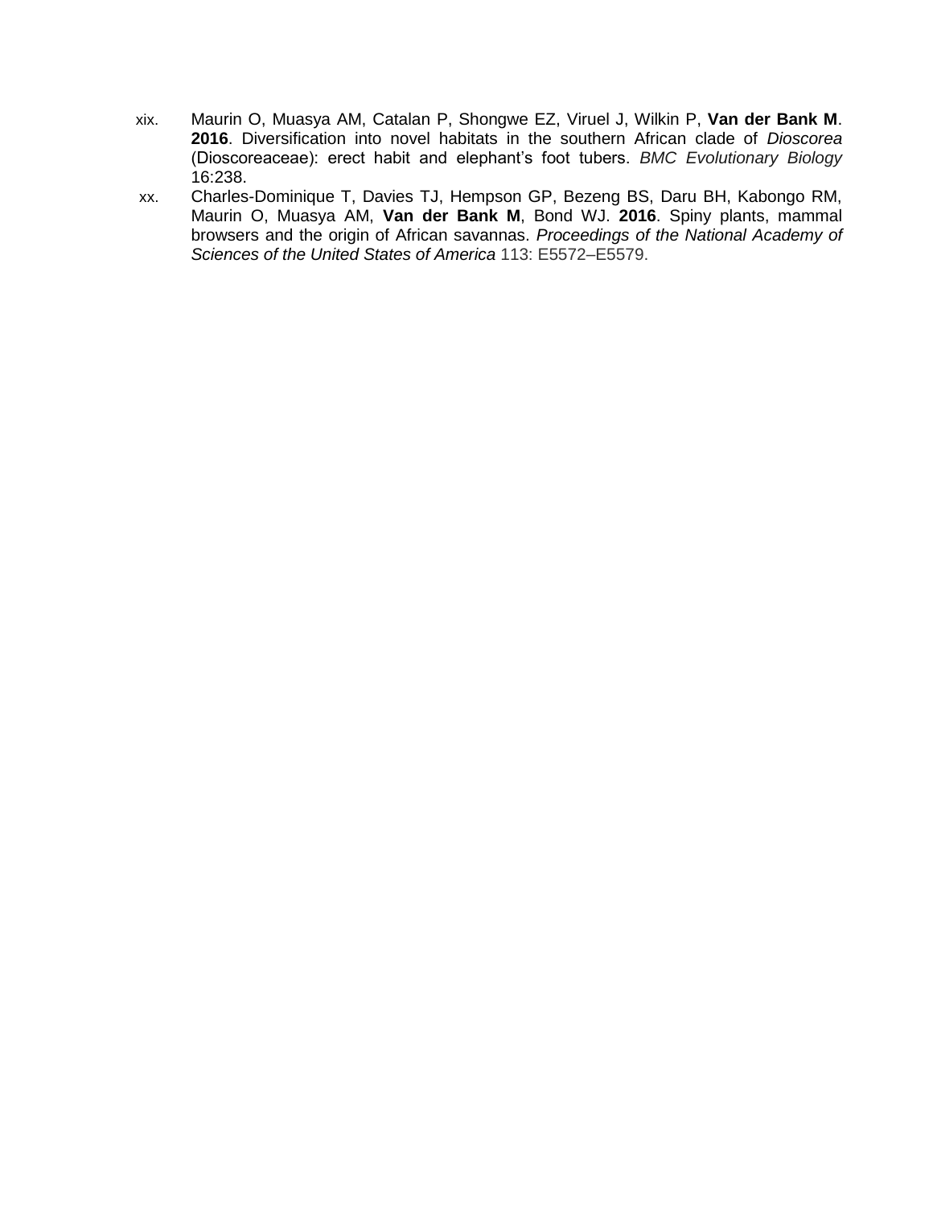xix. Maurin O, Muasya AM, Catalan P, Shongwe EZ, Viruel J, Wilkin P, **Van der Bank M**. **2016**. Diversification into novel habitats in the southern African clade of *Dioscorea* (Dioscoreaceae): erect habit and elephant's foot tubers. *BMC Evolutionary Biology* 16:238.

xx. Charles-Dominique T, Davies TJ, Hempson GP, Bezeng BS, Daru BH, Kabongo RM, Maurin O, Muasya AM, **Van der Bank M**, Bond WJ. **2016**. Spiny plants, mammal browsers and the origin of African savannas. *Proceedings of the National Academy of Sciences of the United States of America* 113: E5572–E5579.